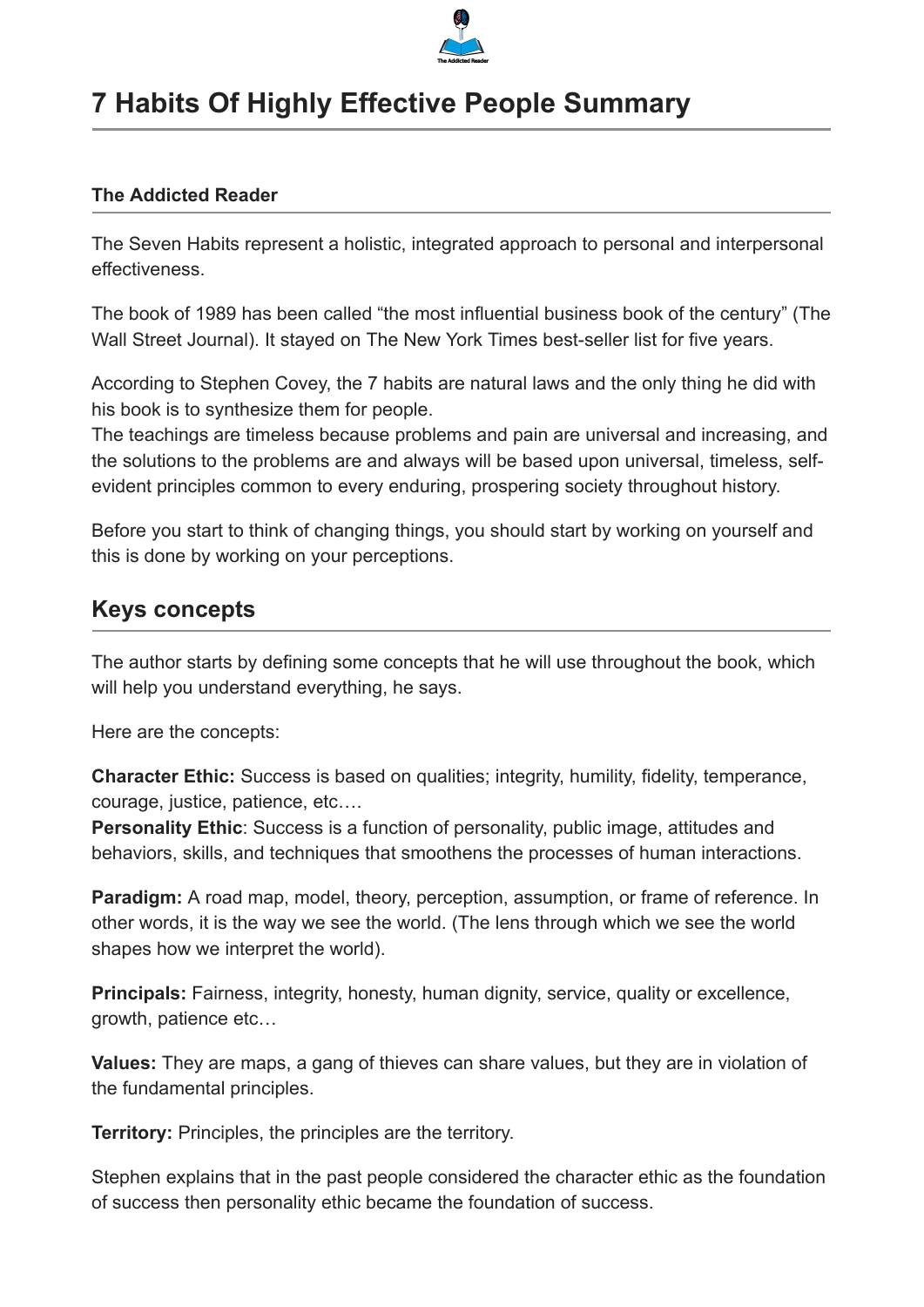# 7 Habits Of Highly Effective People Summary

**The Addicted Reader**

The Seven Habits represent a holistic, integrated approach to personal and interpersonal effectiveness.

The book of 1989 has been called "the most influential business book of the century" (The Wall Street Journal). It stayed on The New York Times best-seller list for five years.

According to Stephen Covey, the 7 habits are natural laws and the only thing he did with his book is to synthesize them for people.
The teachings are timeless because problems and pain are universal and increasing, and the solutions to the problems are and always will be based upon universal, timeless, self-evident principles common to every enduring, prospering society throughout history.

Before you start to think of changing things, you should start by working on yourself and this is done by working on your perceptions.

## Keys concepts

The author starts by defining some concepts that he will use throughout the book, which will help you understand everything, he says.

Here are the concepts:

**Character Ethic:** Success is based on qualities; integrity, humility, fidelity, temperance, courage, justice, patience, etc….
**Personality Ethic**: Success is a function of personality, public image, attitudes and behaviors, skills, and techniques that smoothens the processes of human interactions.

**Paradigm:** A road map, model, theory, perception, assumption, or frame of reference. In other words, it is the way we see the world. (The lens through which we see the world shapes how we interpret the world).

**Principals:** Fairness, integrity, honesty, human dignity, service, quality or excellence, growth, patience etc…

**Values:** They are maps, a gang of thieves can share values, but they are in violation of the fundamental principles.

**Territory:** Principles, the principles are the territory.

Stephen explains that in the past people considered the character ethic as the foundation of success then personality ethic became the foundation of success.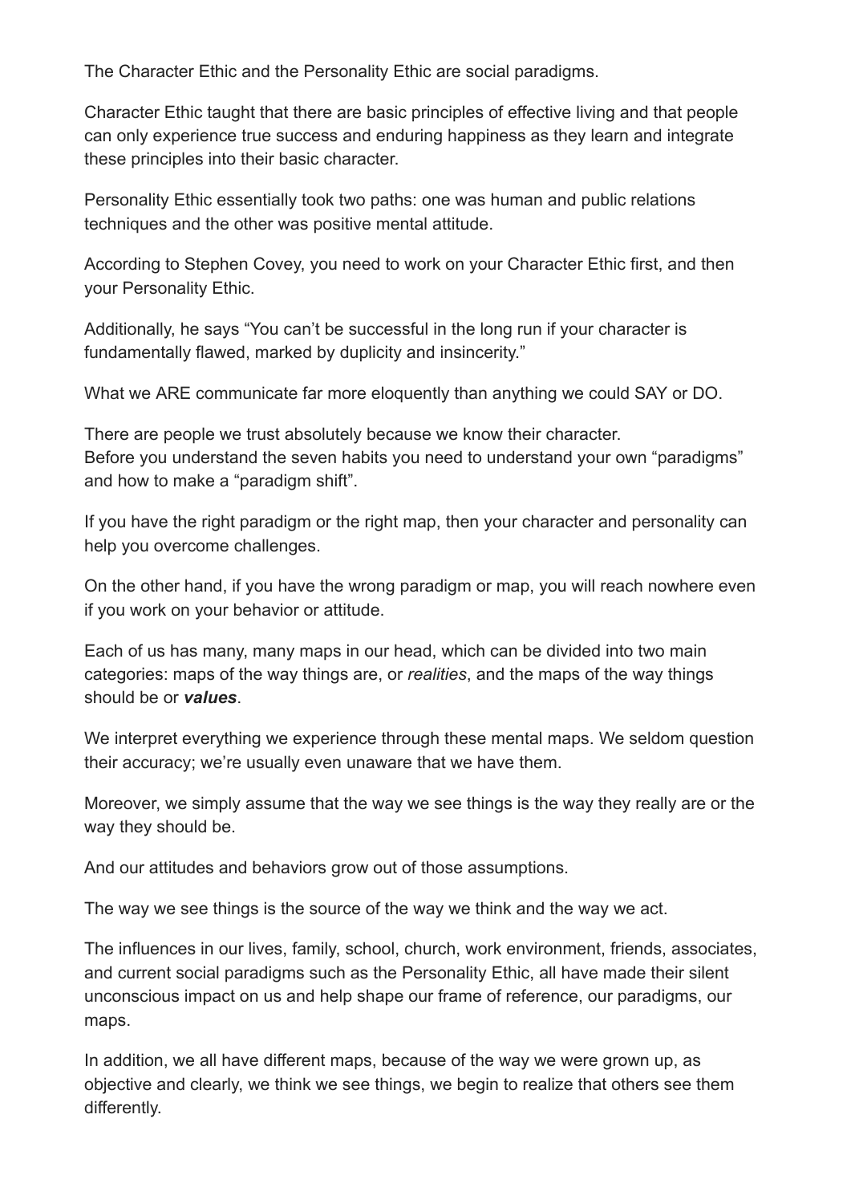The Character Ethic and the Personality Ethic are social paradigms.

Character Ethic taught that there are basic principles of effective living and that people can only experience true success and enduring happiness as they learn and integrate these principles into their basic character.

Personality Ethic essentially took two paths: one was human and public relations techniques and the other was positive mental attitude.

According to Stephen Covey, you need to work on your Character Ethic first, and then your Personality Ethic.

Additionally, he says "You can't be successful in the long run if your character is fundamentally flawed, marked by duplicity and insincerity."

What we ARE communicate far more eloquently than anything we could SAY or DO.

There are people we trust absolutely because we know their character.
Before you understand the seven habits you need to understand your own "paradigms" and how to make a "paradigm shift".

If you have the right paradigm or the right map, then your character and personality can help you overcome challenges.

On the other hand, if you have the wrong paradigm or map, you will reach nowhere even if you work on your behavior or attitude.

Each of us has many, many maps in our head, which can be divided into two main categories: maps of the way things are, or *realities*, and the maps of the way things should be or ***values***.

We interpret everything we experience through these mental maps. We seldom question their accuracy; we're usually even unaware that we have them.

Moreover, we simply assume that the way we see things is the way they really are or the way they should be.

And our attitudes and behaviors grow out of those assumptions.

The way we see things is the source of the way we think and the way we act.

The influences in our lives, family, school, church, work environment, friends, associates, and current social paradigms such as the Personality Ethic, all have made their silent unconscious impact on us and help shape our frame of reference, our paradigms, our maps.

In addition, we all have different maps, because of the way we were grown up, as objective and clearly, we think we see things, we begin to realize that others see them differently.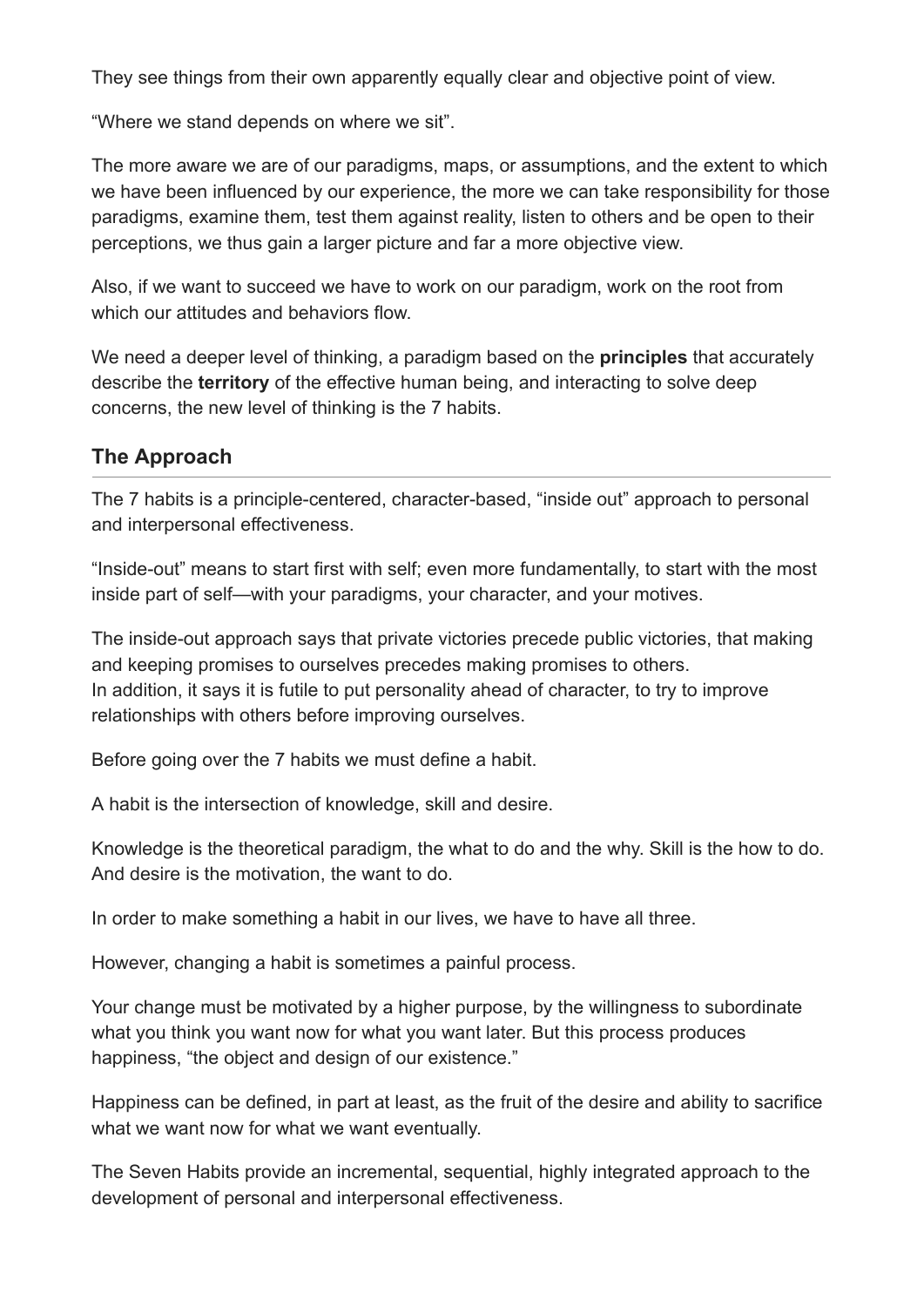They see things from their own apparently equally clear and objective point of view.

“Where we stand depends on where we sit”.

The more aware we are of our paradigms, maps, or assumptions, and the extent to which we have been influenced by our experience, the more we can take responsibility for those paradigms, examine them, test them against reality, listen to others and be open to their perceptions, we thus gain a larger picture and far a more objective view.

Also, if we want to succeed we have to work on our paradigm, work on the root from which our attitudes and behaviors flow.

We need a deeper level of thinking, a paradigm based on the **principles** that accurately describe the **territory** of the effective human being, and interacting to solve deep concerns, the new level of thinking is the 7 habits.

## The Approach

The 7 habits is a principle-centered, character-based, “inside out” approach to personal and interpersonal effectiveness.

“Inside-out” means to start first with self; even more fundamentally, to start with the most inside part of self—with your paradigms, your character, and your motives.

The inside-out approach says that private victories precede public victories, that making and keeping promises to ourselves precedes making promises to others.
In addition, it says it is futile to put personality ahead of character, to try to improve relationships with others before improving ourselves.

Before going over the 7 habits we must define a habit.

A habit is the intersection of knowledge, skill and desire.

Knowledge is the theoretical paradigm, the what to do and the why. Skill is the how to do. And desire is the motivation, the want to do.

In order to make something a habit in our lives, we have to have all three.

However, changing a habit is sometimes a painful process.

Your change must be motivated by a higher purpose, by the willingness to subordinate what you think you want now for what you want later. But this process produces happiness, “the object and design of our existence.”

Happiness can be defined, in part at least, as the fruit of the desire and ability to sacrifice what we want now for what we want eventually.

The Seven Habits provide an incremental, sequential, highly integrated approach to the development of personal and interpersonal effectiveness.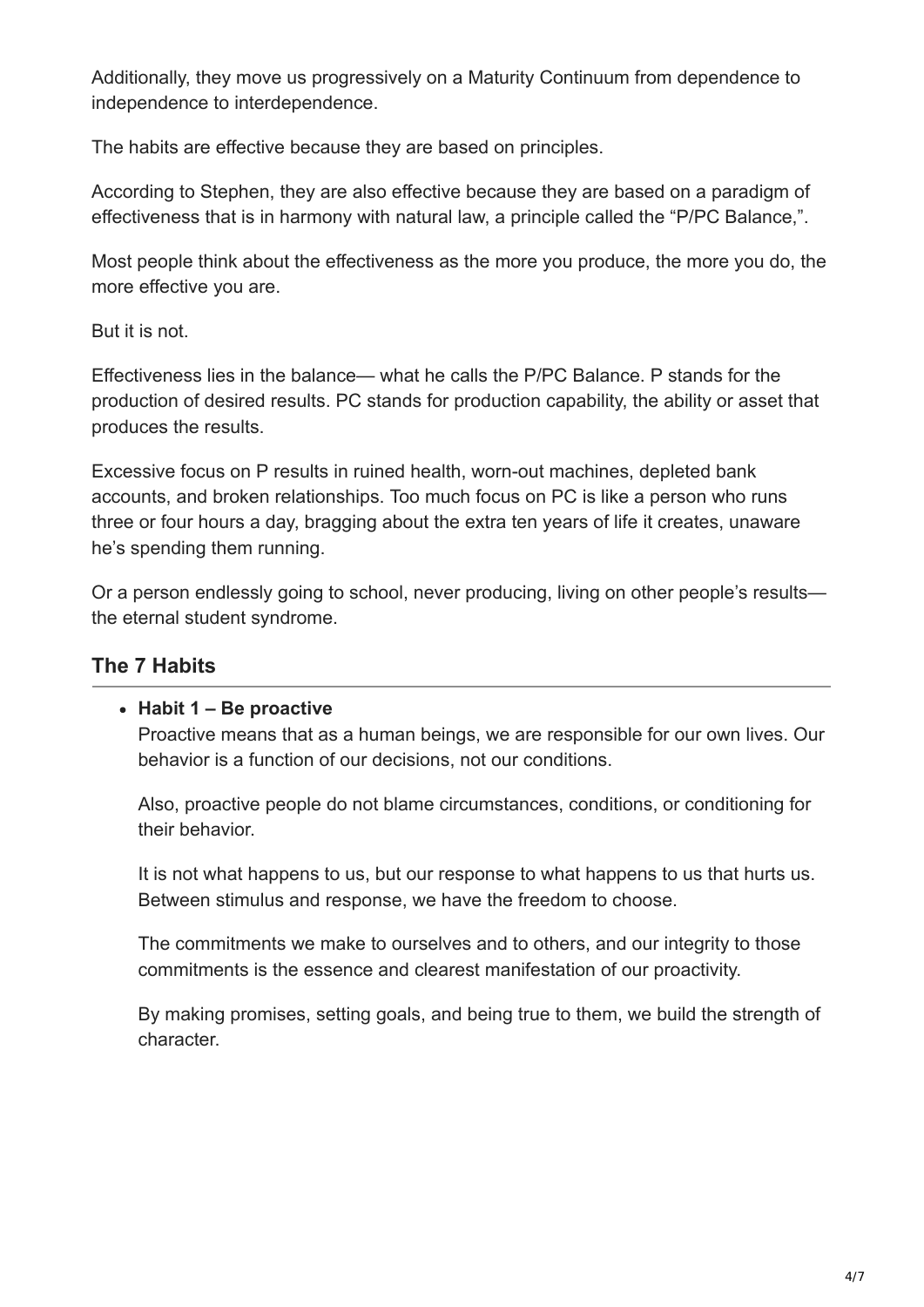Additionally, they move us progressively on a Maturity Continuum from dependence to independence to interdependence.

The habits are effective because they are based on principles.

According to Stephen, they are also effective because they are based on a paradigm of effectiveness that is in harmony with natural law, a principle called the "P/PC Balance,".

Most people think about the effectiveness as the more you produce, the more you do, the more effective you are.

But it is not.

Effectiveness lies in the balance— what he calls the P/PC Balance. P stands for the production of desired results. PC stands for production capability, the ability or asset that produces the results.

Excessive focus on P results in ruined health, worn-out machines, depleted bank accounts, and broken relationships. Too much focus on PC is like a person who runs three or four hours a day, bragging about the extra ten years of life it creates, unaware he's spending them running.

Or a person endlessly going to school, never producing, living on other people's results— the eternal student syndrome.

## The 7 Habits

- **Habit 1 – Be proactive**

  Proactive means that as a human beings, we are responsible for our own lives. Our behavior is a function of our decisions, not our conditions.

  Also, proactive people do not blame circumstances, conditions, or conditioning for their behavior.

  It is not what happens to us, but our response to what happens to us that hurts us. Between stimulus and response, we have the freedom to choose.

  The commitments we make to ourselves and to others, and our integrity to those commitments is the essence and clearest manifestation of our proactivity.

  By making promises, setting goals, and being true to them, we build the strength of character.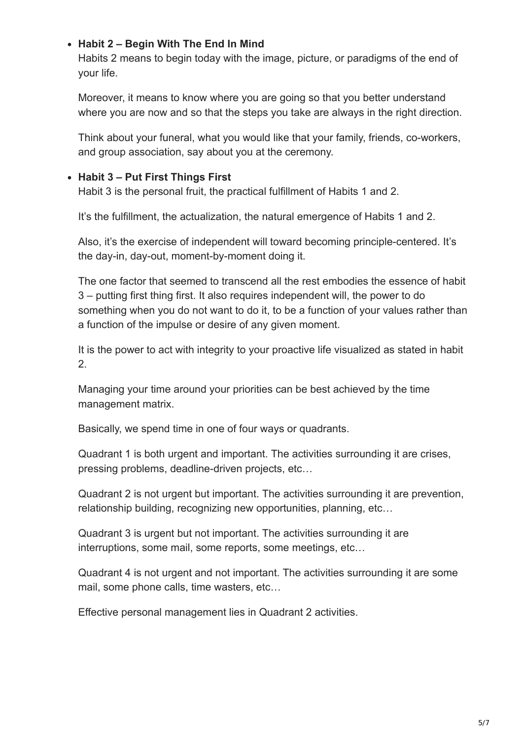- **Habit 2 – Begin With The End In Mind**

  Habits 2 means to begin today with the image, picture, or paradigms of the end of your life.

  Moreover, it means to know where you are going so that you better understand where you are now and so that the steps you take are always in the right direction.

  Think about your funeral, what you would like that your family, friends, co-workers, and group association, say about you at the ceremony.

- **Habit 3 – Put First Things First**

  Habit 3 is the personal fruit, the practical fulfillment of Habits 1 and 2.

  It's the fulfillment, the actualization, the natural emergence of Habits 1 and 2.

  Also, it's the exercise of independent will toward becoming principle-centered. It's the day-in, day-out, moment-by-moment doing it.

  The one factor that seemed to transcend all the rest embodies the essence of habit 3 – putting first thing first. It also requires independent will, the power to do something when you do not want to do it, to be a function of your values rather than a function of the impulse or desire of any given moment.

  It is the power to act with integrity to your proactive life visualized as stated in habit 2.

  Managing your time around your priorities can be best achieved by the time management matrix.

  Basically, we spend time in one of four ways or quadrants.

  Quadrant 1 is both urgent and important. The activities surrounding it are crises, pressing problems, deadline-driven projects, etc…

  Quadrant 2 is not urgent but important. The activities surrounding it are prevention, relationship building, recognizing new opportunities, planning, etc…

  Quadrant 3 is urgent but not important. The activities surrounding it are interruptions, some mail, some reports, some meetings, etc…

  Quadrant 4 is not urgent and not important. The activities surrounding it are some mail, some phone calls, time wasters, etc…

  Effective personal management lies in Quadrant 2 activities.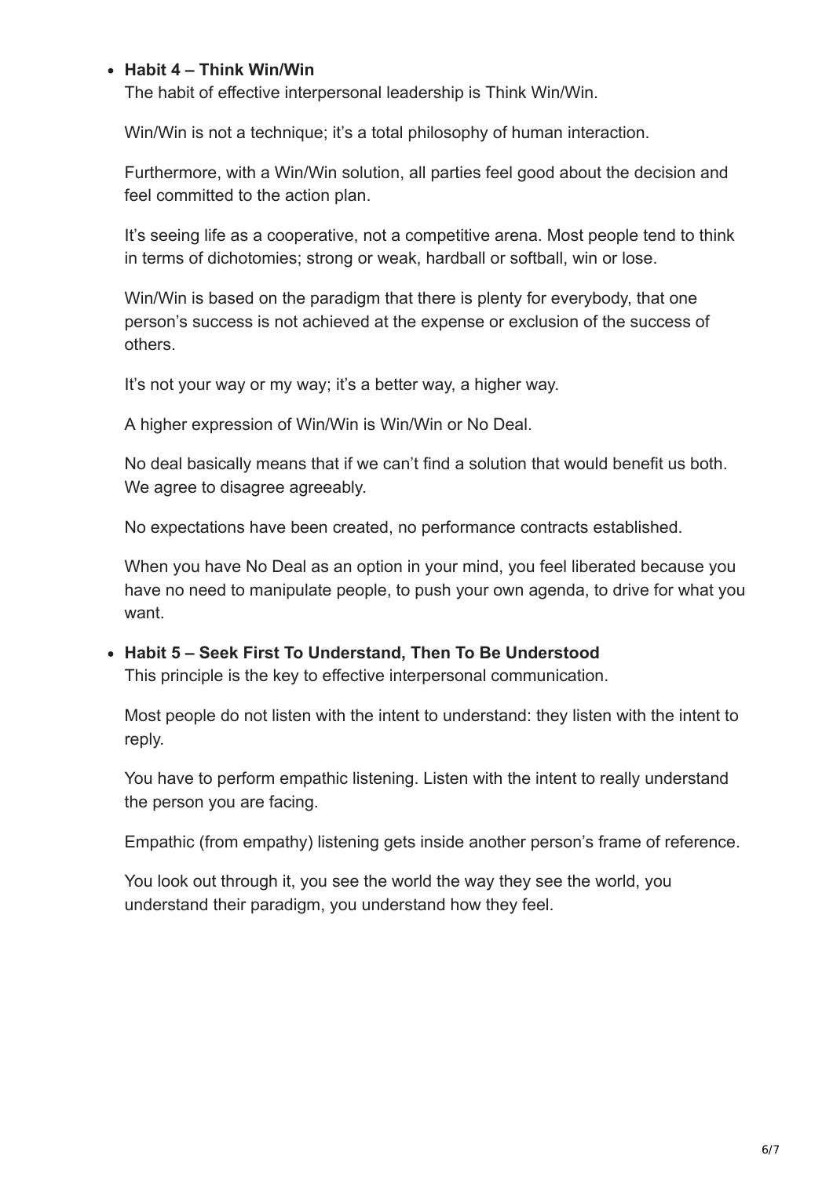- **Habit 4 – Think Win/Win**

  The habit of effective interpersonal leadership is Think Win/Win.

  Win/Win is not a technique; it's a total philosophy of human interaction.

  Furthermore, with a Win/Win solution, all parties feel good about the decision and feel committed to the action plan.

  It's seeing life as a cooperative, not a competitive arena. Most people tend to think in terms of dichotomies; strong or weak, hardball or softball, win or lose.

  Win/Win is based on the paradigm that there is plenty for everybody, that one person's success is not achieved at the expense or exclusion of the success of others.

  It's not your way or my way; it's a better way, a higher way.

  A higher expression of Win/Win is Win/Win or No Deal.

  No deal basically means that if we can't find a solution that would benefit us both. We agree to disagree agreeably.

  No expectations have been created, no performance contracts established.

  When you have No Deal as an option in your mind, you feel liberated because you have no need to manipulate people, to push your own agenda, to drive for what you want.

- **Habit 5 – Seek First To Understand, Then To Be Understood**

  This principle is the key to effective interpersonal communication.

  Most people do not listen with the intent to understand: they listen with the intent to reply.

  You have to perform empathic listening. Listen with the intent to really understand the person you are facing.

  Empathic (from empathy) listening gets inside another person's frame of reference.

  You look out through it, you see the world the way they see the world, you understand their paradigm, you understand how they feel.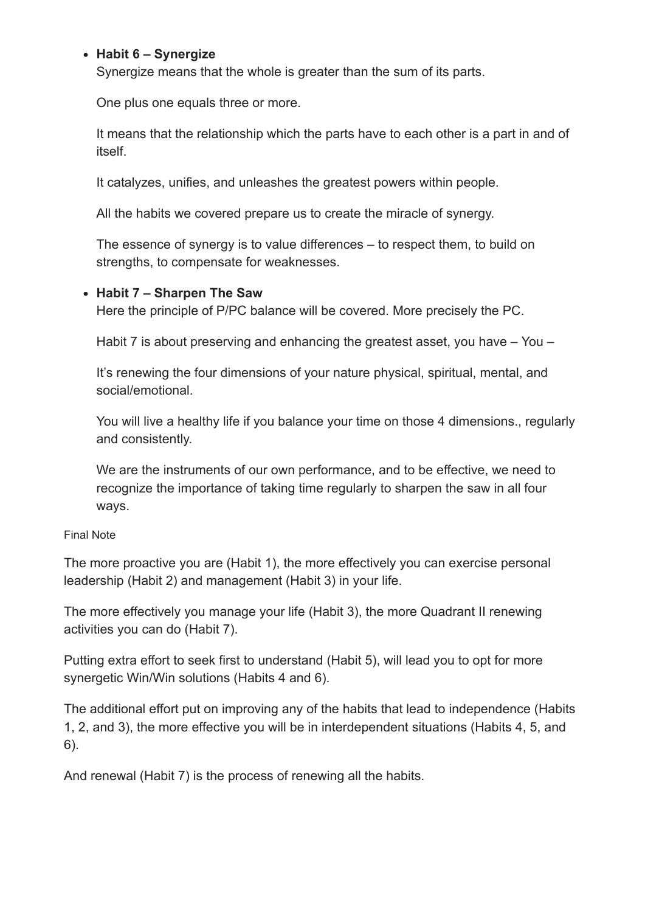- **Habit 6 – Synergize**

  Synergize means that the whole is greater than the sum of its parts.

  One plus one equals three or more.

  It means that the relationship which the parts have to each other is a part in and of itself.

  It catalyzes, unifies, and unleashes the greatest powers within people.

  All the habits we covered prepare us to create the miracle of synergy.

  The essence of synergy is to value differences – to respect them, to build on strengths, to compensate for weaknesses.

- **Habit 7 – Sharpen The Saw**

  Here the principle of P/PC balance will be covered. More precisely the PC.

  Habit 7 is about preserving and enhancing the greatest asset, you have – You –

  It's renewing the four dimensions of your nature physical, spiritual, mental, and social/emotional.

  You will live a healthy life if you balance your time on those 4 dimensions., regularly and consistently.

  We are the instruments of our own performance, and to be effective, we need to recognize the importance of taking time regularly to sharpen the saw in all four ways.

Final Note

The more proactive you are (Habit 1), the more effectively you can exercise personal leadership (Habit 2) and management (Habit 3) in your life.

The more effectively you manage your life (Habit 3), the more Quadrant II renewing activities you can do (Habit 7).

Putting extra effort to seek first to understand (Habit 5), will lead you to opt for more synergetic Win/Win solutions (Habits 4 and 6).

The additional effort put on improving any of the habits that lead to independence (Habits 1, 2, and 3), the more effective you will be in interdependent situations (Habits 4, 5, and 6).

And renewal (Habit 7) is the process of renewing all the habits.